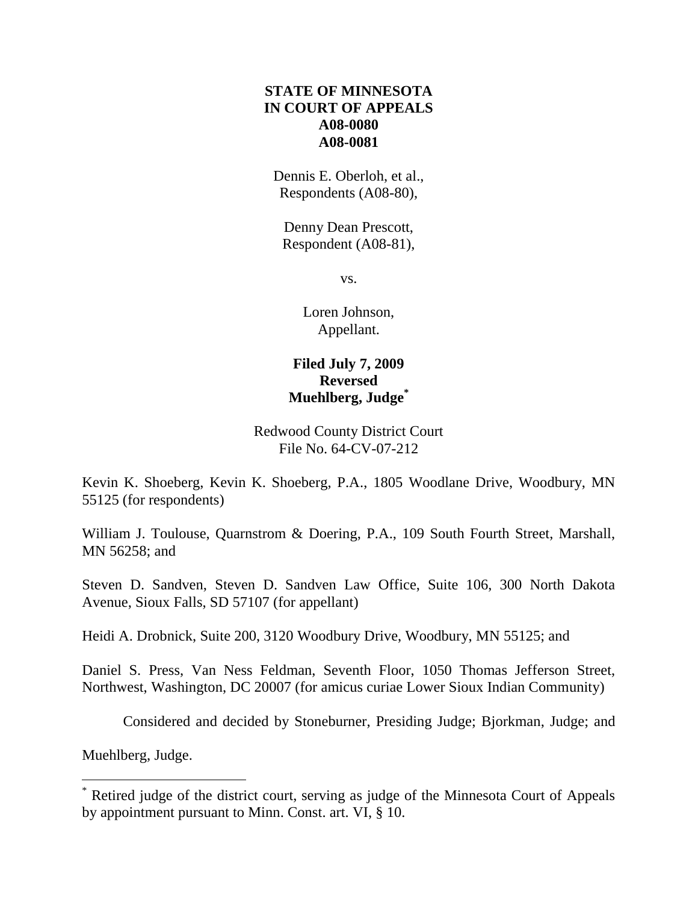**STATE OF MINNESOTA**
**IN COURT OF APPEALS**
**A08-0080**
**A08-0081**

Dennis E. Oberloh, et al.,
Respondents (A08-80),

Denny Dean Prescott,
Respondent (A08-81),

vs.

Loren Johnson,
Appellant.

**Filed July 7, 2009**
**Reversed**
**Muehlberg, Judge**[*]

Redwood County District Court
File No. 64-CV-07-212

Kevin K. Shoeberg, Kevin K. Shoeberg, P.A., 1805 Woodlane Drive, Woodbury, MN 55125 (for respondents)

William J. Toulouse, Quarnstrom & Doering, P.A., 109 South Fourth Street, Marshall, MN 56258; and

Steven D. Sandven, Steven D. Sandven Law Office, Suite 106, 300 North Dakota Avenue, Sioux Falls, SD 57107 (for appellant)

Heidi A. Drobnick, Suite 200, 3120 Woodbury Drive, Woodbury, MN 55125; and

Daniel S. Press, Van Ness Feldman, Seventh Floor, 1050 Thomas Jefferson Street, Northwest, Washington, DC 20007 (for amicus curiae Lower Sioux Indian Community)

Considered and decided by Stoneburner, Presiding Judge; Bjorkman, Judge; and Muehlberg, Judge.

---

[*] Retired judge of the district court, serving as judge of the Minnesota Court of Appeals by appointment pursuant to Minn. Const. art. VI, § 10.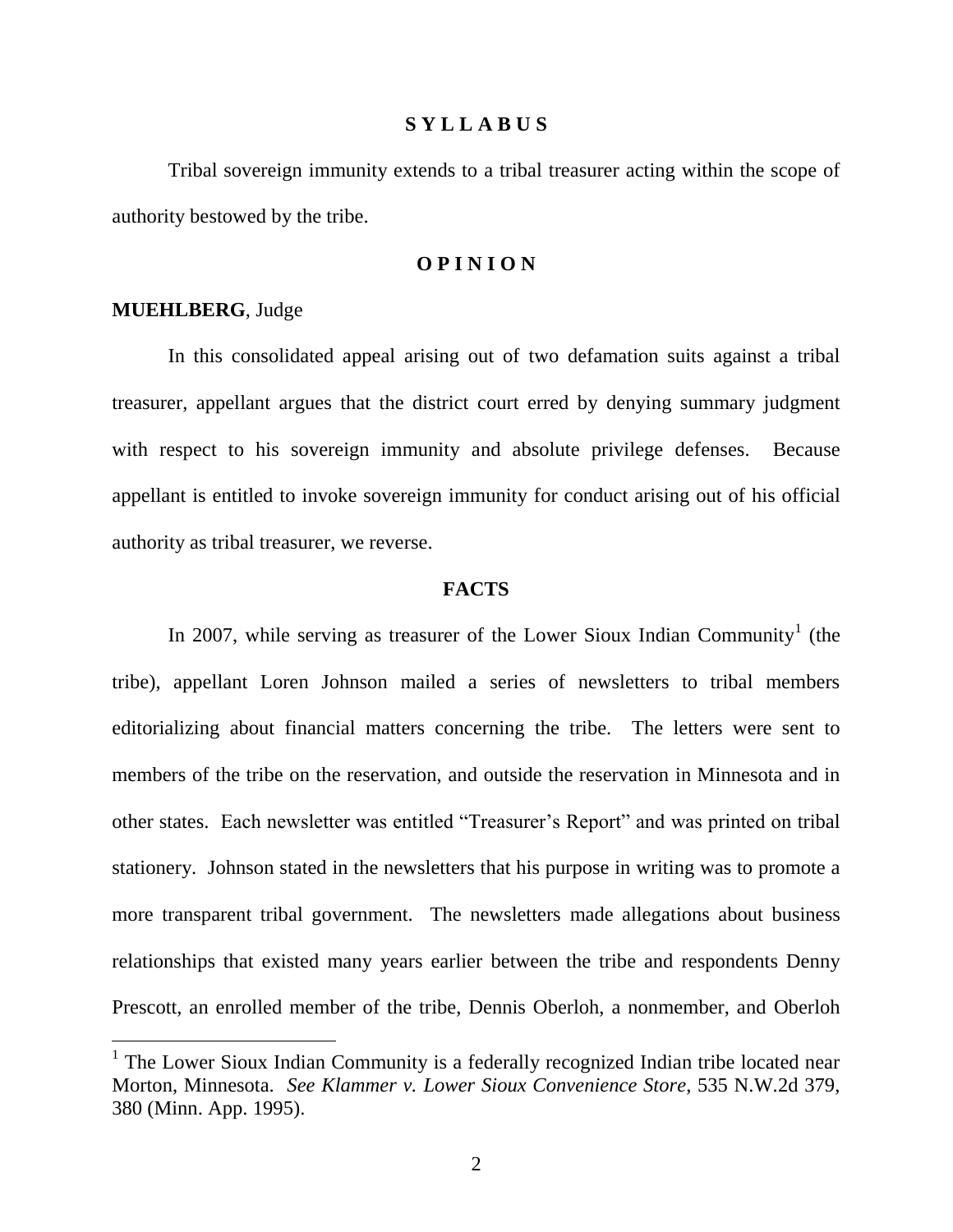## S Y L L A B U S

Tribal sovereign immunity extends to a tribal treasurer acting within the scope of authority bestowed by the tribe.

## O P I N I O N

**MUEHLBERG**, Judge

In this consolidated appeal arising out of two defamation suits against a tribal treasurer, appellant argues that the district court erred by denying summary judgment with respect to his sovereign immunity and absolute privilege defenses. Because appellant is entitled to invoke sovereign immunity for conduct arising out of his official authority as tribal treasurer, we reverse.

## FACTS

In 2007, while serving as treasurer of the Lower Sioux Indian Community[1] (the tribe), appellant Loren Johnson mailed a series of newsletters to tribal members editorializing about financial matters concerning the tribe. The letters were sent to members of the tribe on the reservation, and outside the reservation in Minnesota and in other states. Each newsletter was entitled "Treasurer's Report" and was printed on tribal stationery. Johnson stated in the newsletters that his purpose in writing was to promote a more transparent tribal government. The newsletters made allegations about business relationships that existed many years earlier between the tribe and respondents Denny Prescott, an enrolled member of the tribe, Dennis Oberloh, a nonmember, and Oberloh

---

[1] The Lower Sioux Indian Community is a federally recognized Indian tribe located near Morton, Minnesota. *See Klammer v. Lower Sioux Convenience Store*, 535 N.W.2d 379, 380 (Minn. App. 1995).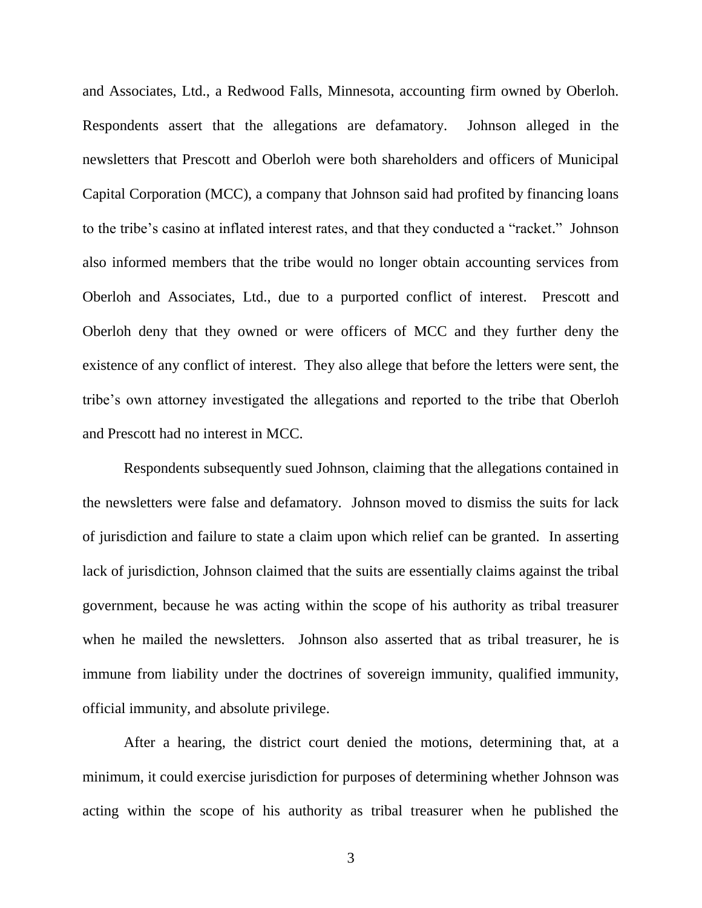and Associates, Ltd., a Redwood Falls, Minnesota, accounting firm owned by Oberloh. Respondents assert that the allegations are defamatory. Johnson alleged in the newsletters that Prescott and Oberloh were both shareholders and officers of Municipal Capital Corporation (MCC), a company that Johnson said had profited by financing loans to the tribe's casino at inflated interest rates, and that they conducted a "racket." Johnson also informed members that the tribe would no longer obtain accounting services from Oberloh and Associates, Ltd., due to a purported conflict of interest. Prescott and Oberloh deny that they owned or were officers of MCC and they further deny the existence of any conflict of interest. They also allege that before the letters were sent, the tribe's own attorney investigated the allegations and reported to the tribe that Oberloh and Prescott had no interest in MCC.

Respondents subsequently sued Johnson, claiming that the allegations contained in the newsletters were false and defamatory. Johnson moved to dismiss the suits for lack of jurisdiction and failure to state a claim upon which relief can be granted. In asserting lack of jurisdiction, Johnson claimed that the suits are essentially claims against the tribal government, because he was acting within the scope of his authority as tribal treasurer when he mailed the newsletters. Johnson also asserted that as tribal treasurer, he is immune from liability under the doctrines of sovereign immunity, qualified immunity, official immunity, and absolute privilege.

After a hearing, the district court denied the motions, determining that, at a minimum, it could exercise jurisdiction for purposes of determining whether Johnson was acting within the scope of his authority as tribal treasurer when he published the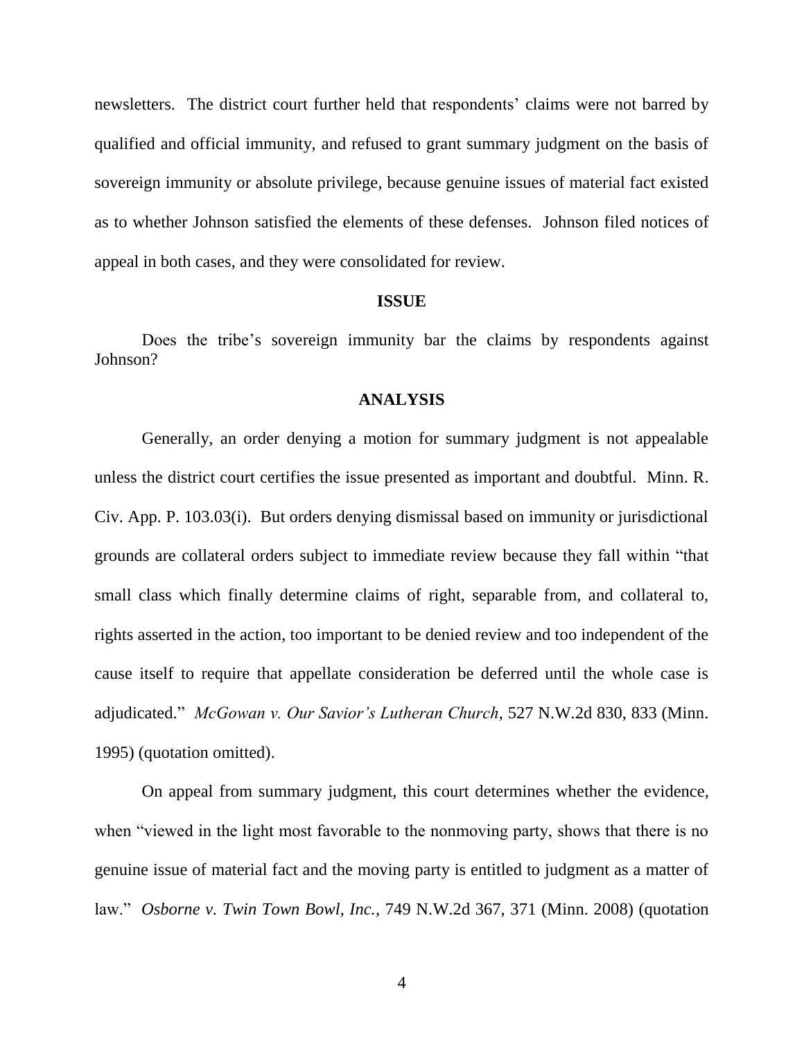newsletters. The district court further held that respondents' claims were not barred by qualified and official immunity, and refused to grant summary judgment on the basis of sovereign immunity or absolute privilege, because genuine issues of material fact existed as to whether Johnson satisfied the elements of these defenses. Johnson filed notices of appeal in both cases, and they were consolidated for review.

**ISSUE**

Does the tribe's sovereign immunity bar the claims by respondents against Johnson?

**ANALYSIS**

Generally, an order denying a motion for summary judgment is not appealable unless the district court certifies the issue presented as important and doubtful. Minn. R. Civ. App. P. 103.03(i). But orders denying dismissal based on immunity or jurisdictional grounds are collateral orders subject to immediate review because they fall within "that small class which finally determine claims of right, separable from, and collateral to, rights asserted in the action, too important to be denied review and too independent of the cause itself to require that appellate consideration be deferred until the whole case is adjudicated." *McGowan v. Our Savior's Lutheran Church*, 527 N.W.2d 830, 833 (Minn. 1995) (quotation omitted).

On appeal from summary judgment, this court determines whether the evidence, when "viewed in the light most favorable to the nonmoving party, shows that there is no genuine issue of material fact and the moving party is entitled to judgment as a matter of law." *Osborne v. Twin Town Bowl, Inc.*, 749 N.W.2d 367, 371 (Minn. 2008) (quotation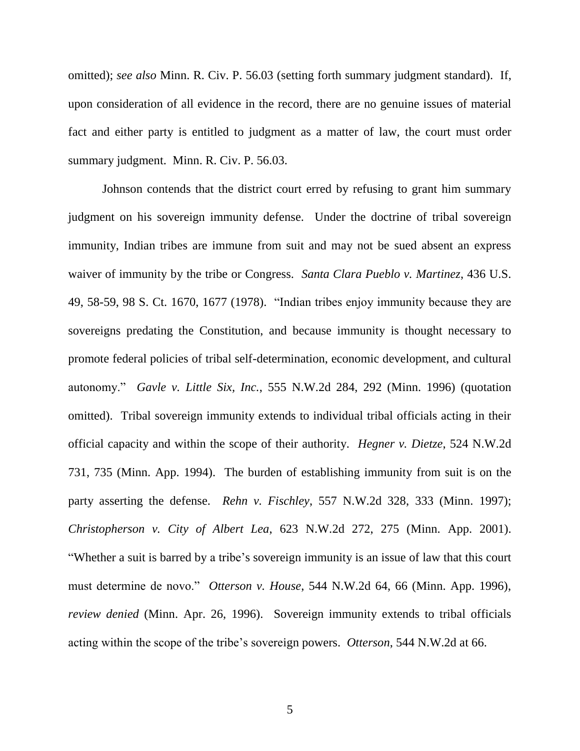omitted); *see also* Minn. R. Civ. P. 56.03 (setting forth summary judgment standard). If, upon consideration of all evidence in the record, there are no genuine issues of material fact and either party is entitled to judgment as a matter of law, the court must order summary judgment. Minn. R. Civ. P. 56.03.

Johnson contends that the district court erred by refusing to grant him summary judgment on his sovereign immunity defense. Under the doctrine of tribal sovereign immunity, Indian tribes are immune from suit and may not be sued absent an express waiver of immunity by the tribe or Congress. *Santa Clara Pueblo v. Martinez*, 436 U.S. 49, 58-59, 98 S. Ct. 1670, 1677 (1978). "Indian tribes enjoy immunity because they are sovereigns predating the Constitution, and because immunity is thought necessary to promote federal policies of tribal self-determination, economic development, and cultural autonomy." *Gavle v. Little Six, Inc.*, 555 N.W.2d 284, 292 (Minn. 1996) (quotation omitted). Tribal sovereign immunity extends to individual tribal officials acting in their official capacity and within the scope of their authority. *Hegner v. Dietze*, 524 N.W.2d 731, 735 (Minn. App. 1994). The burden of establishing immunity from suit is on the party asserting the defense. *Rehn v. Fischley*, 557 N.W.2d 328, 333 (Minn. 1997); *Christopherson v. City of Albert Lea*, 623 N.W.2d 272, 275 (Minn. App. 2001). "Whether a suit is barred by a tribe's sovereign immunity is an issue of law that this court must determine de novo." *Otterson v. House*, 544 N.W.2d 64, 66 (Minn. App. 1996), *review denied* (Minn. Apr. 26, 1996). Sovereign immunity extends to tribal officials acting within the scope of the tribe's sovereign powers. *Otterson*, 544 N.W.2d at 66.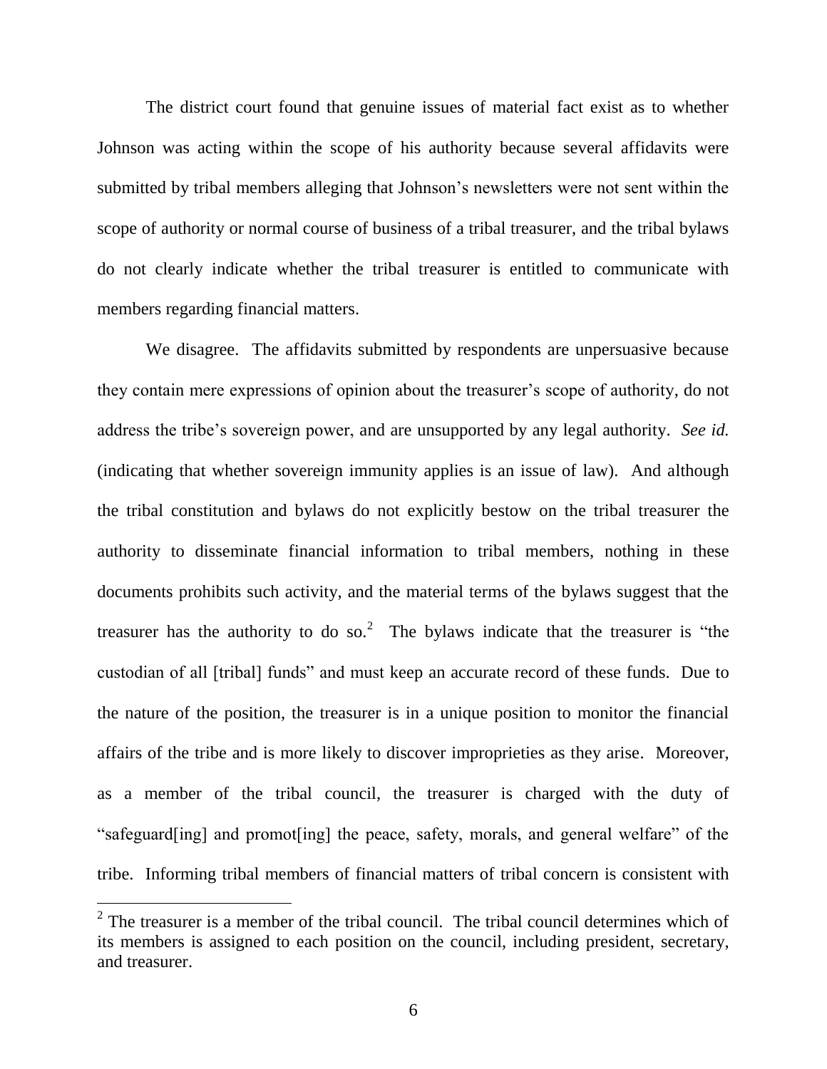The district court found that genuine issues of material fact exist as to whether Johnson was acting within the scope of his authority because several affidavits were submitted by tribal members alleging that Johnson's newsletters were not sent within the scope of authority or normal course of business of a tribal treasurer, and the tribal bylaws do not clearly indicate whether the tribal treasurer is entitled to communicate with members regarding financial matters.

We disagree. The affidavits submitted by respondents are unpersuasive because they contain mere expressions of opinion about the treasurer's scope of authority, do not address the tribe's sovereign power, and are unsupported by any legal authority. *See id.* (indicating that whether sovereign immunity applies is an issue of law). And although the tribal constitution and bylaws do not explicitly bestow on the tribal treasurer the authority to disseminate financial information to tribal members, nothing in these documents prohibits such activity, and the material terms of the bylaws suggest that the treasurer has the authority to do so.[2] The bylaws indicate that the treasurer is "the custodian of all [tribal] funds" and must keep an accurate record of these funds. Due to the nature of the position, the treasurer is in a unique position to monitor the financial affairs of the tribe and is more likely to discover improprieties as they arise. Moreover, as a member of the tribal council, the treasurer is charged with the duty of "safeguard[ing] and promot[ing] the peace, safety, morals, and general welfare" of the tribe. Informing tribal members of financial matters of tribal concern is consistent with

[2] The treasurer is a member of the tribal council. The tribal council determines which of its members is assigned to each position on the council, including president, secretary, and treasurer.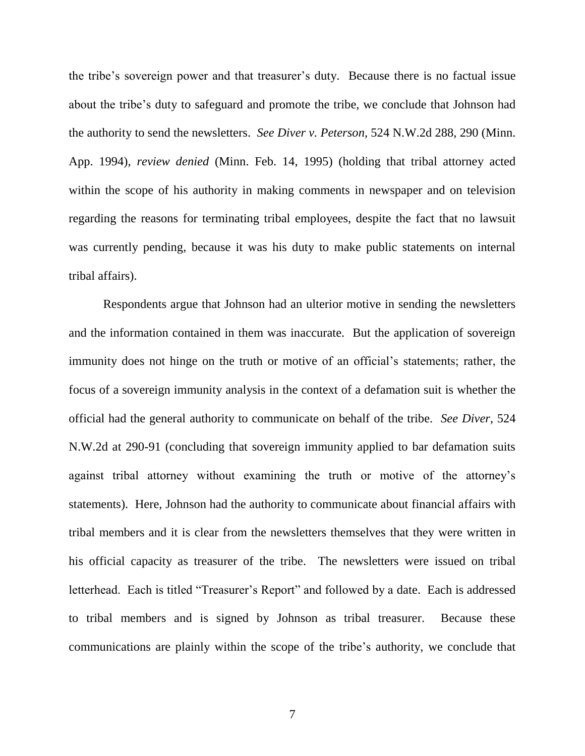the tribe's sovereign power and that treasurer's duty. Because there is no factual issue about the tribe's duty to safeguard and promote the tribe, we conclude that Johnson had the authority to send the newsletters. *See Diver v. Peterson*, 524 N.W.2d 288, 290 (Minn. App. 1994), *review denied* (Minn. Feb. 14, 1995) (holding that tribal attorney acted within the scope of his authority in making comments in newspaper and on television regarding the reasons for terminating tribal employees, despite the fact that no lawsuit was currently pending, because it was his duty to make public statements on internal tribal affairs).

Respondents argue that Johnson had an ulterior motive in sending the newsletters and the information contained in them was inaccurate. But the application of sovereign immunity does not hinge on the truth or motive of an official's statements; rather, the focus of a sovereign immunity analysis in the context of a defamation suit is whether the official had the general authority to communicate on behalf of the tribe. *See Diver*, 524 N.W.2d at 290-91 (concluding that sovereign immunity applied to bar defamation suits against tribal attorney without examining the truth or motive of the attorney's statements). Here, Johnson had the authority to communicate about financial affairs with tribal members and it is clear from the newsletters themselves that they were written in his official capacity as treasurer of the tribe. The newsletters were issued on tribal letterhead. Each is titled "Treasurer's Report" and followed by a date. Each is addressed to tribal members and is signed by Johnson as tribal treasurer. Because these communications are plainly within the scope of the tribe's authority, we conclude that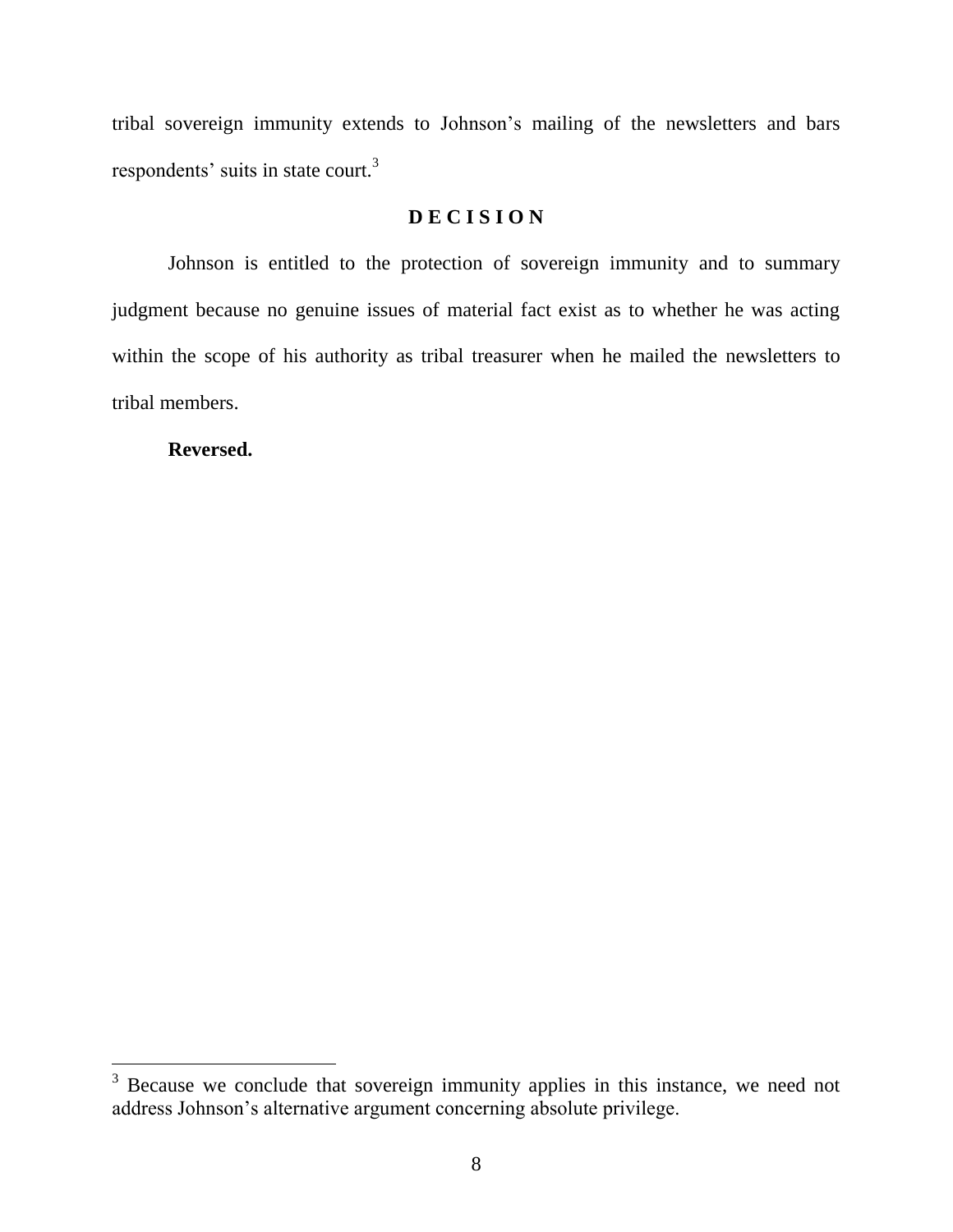tribal sovereign immunity extends to Johnson's mailing of the newsletters and bars respondents' suits in state court.[3]

## D E C I S I O N

Johnson is entitled to the protection of sovereign immunity and to summary judgment because no genuine issues of material fact exist as to whether he was acting within the scope of his authority as tribal treasurer when he mailed the newsletters to tribal members.

**Reversed.**

---

[3] Because we conclude that sovereign immunity applies in this instance, we need not address Johnson's alternative argument concerning absolute privilege.